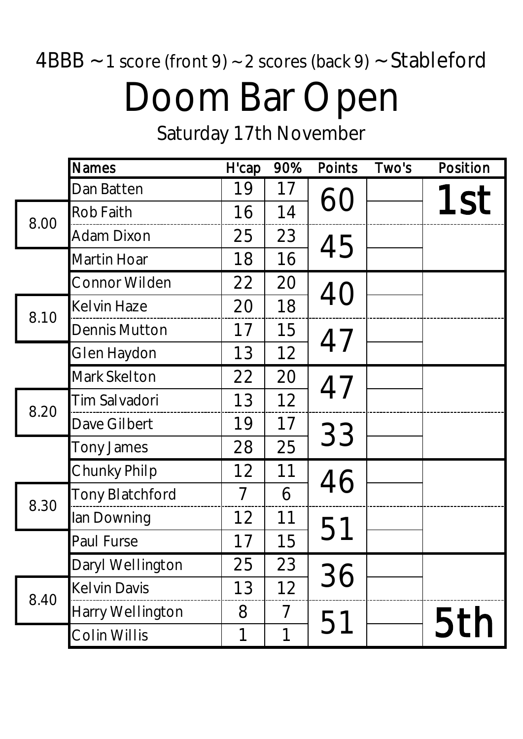4BBB ~ 1 score (front 9) ~ 2 scores (back 9) ~ Stableford

# Doom Bar Open

Saturday 17th November

| | Names | H'cap | 90% | Points | Two's | Position |
|---|---|---|---|---|---|---|
| 8.00 | Dan Batten | 19 | 17 | 60 | | 1st |
| | Rob Faith | 16 | 14 | | | |
| | Adam Dixon | 25 | 23 | 45 | | |
| | Martin Hoar | 18 | 16 | | | |
| 8.10 | Connor Wilden | 22 | 20 | 40 | | |
| | Kelvin Haze | 20 | 18 | | | |
| | Dennis Mutton | 17 | 15 | 47 | | |
| | Glen Haydon | 13 | 12 | | | |
| 8.20 | Mark Skelton | 22 | 20 | 47 | | |
| | Tim Salvadori | 13 | 12 | | | |
| | Dave Gilbert | 19 | 17 | 33 | | |
| | Tony James | 28 | 25 | | | |
| 8.30 | Chunky Philp | 12 | 11 | 46 | | |
| | Tony Blatchford | 7 | 6 | | | |
| | Ian Downing | 12 | 11 | 51 | | |
| | Paul Furse | 17 | 15 | | | |
| 8.40 | Daryl Wellington | 25 | 23 | 36 | | |
| | Kelvin Davis | 13 | 12 | | | |
| | Harry Wellington | 8 | 7 | 51 | | 5th |
| | Colin Willis | 1 | 1 | | | |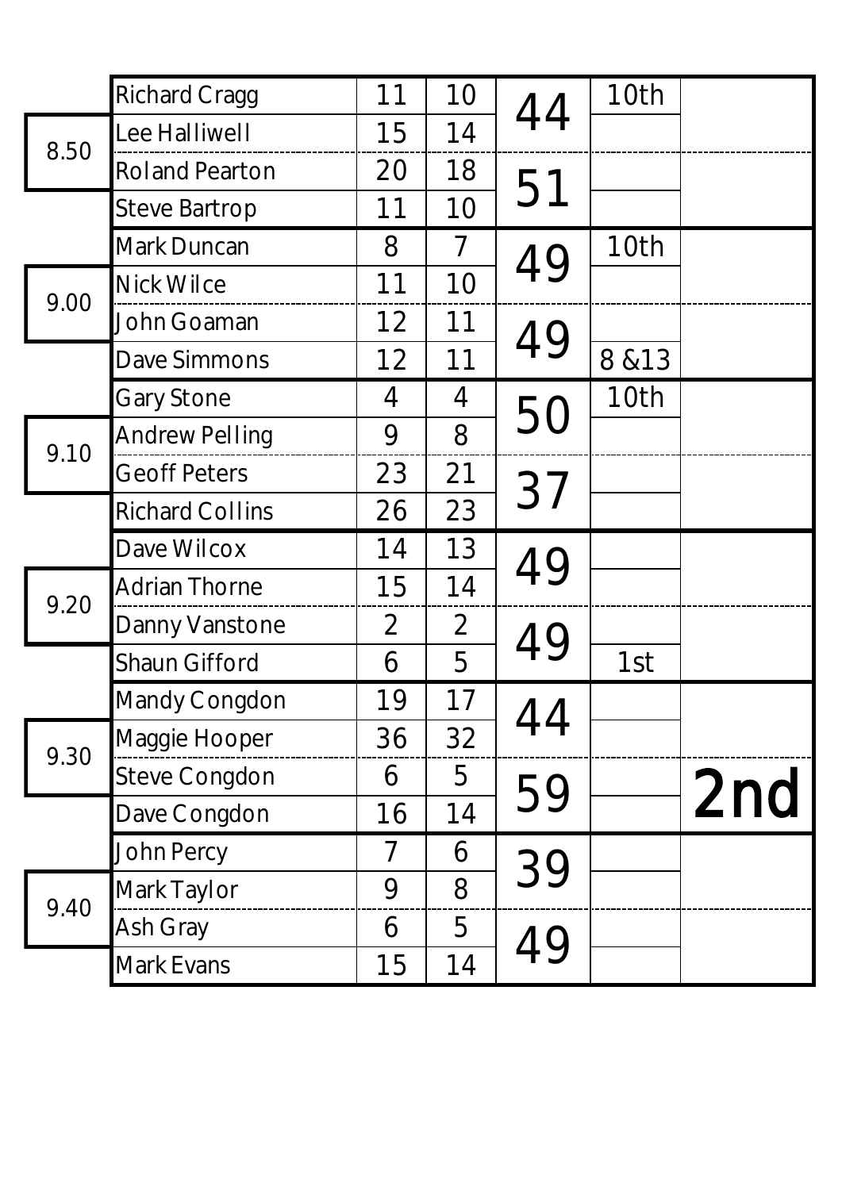| | | | | | | |
|---|---|---|---|---|---|---|
| | Richard Cragg | 11 | 10 | 44 | 10th | |
| 8.50 | Lee Halliwell | 15 | 14 | | | |
| | Roland Pearton | 20 | 18 | 51 | | |
| | Steve Bartrop | 11 | 10 | | | |
| | Mark Duncan | 8 | 7 | 49 | 10th | |
| 9.00 | Nick Wilce | 11 | 10 | | | |
| | John Goaman | 12 | 11 | 49 | | |
| | Dave Simmons | 12 | 11 | | 8 &13 | |
| | Gary Stone | 4 | 4 | 50 | 10th | |
| 9.10 | Andrew Pelling | 9 | 8 | | | |
| | Geoff Peters | 23 | 21 | 37 | | |
| | Richard Collins | 26 | 23 | | | |
| | Dave Wilcox | 14 | 13 | 49 | | |
| 9.20 | Adrian Thorne | 15 | 14 | | | |
| | Danny Vanstone | 2 | 2 | 49 | | |
| | Shaun Gifford | 6 | 5 | | 1st | |
| | Mandy Congdon | 19 | 17 | 44 | | |
| 9.30 | Maggie Hooper | 36 | 32 | | | |
| | Steve Congdon | 6 | 5 | 59 | | 2nd |
| | Dave Congdon | 16 | 14 | | | |
| | John Percy | 7 | 6 | 39 | | |
| 9.40 | Mark Taylor | 9 | 8 | | | |
| | Ash Gray | 6 | 5 | 49 | | |
| | Mark Evans | 15 | 14 | | | |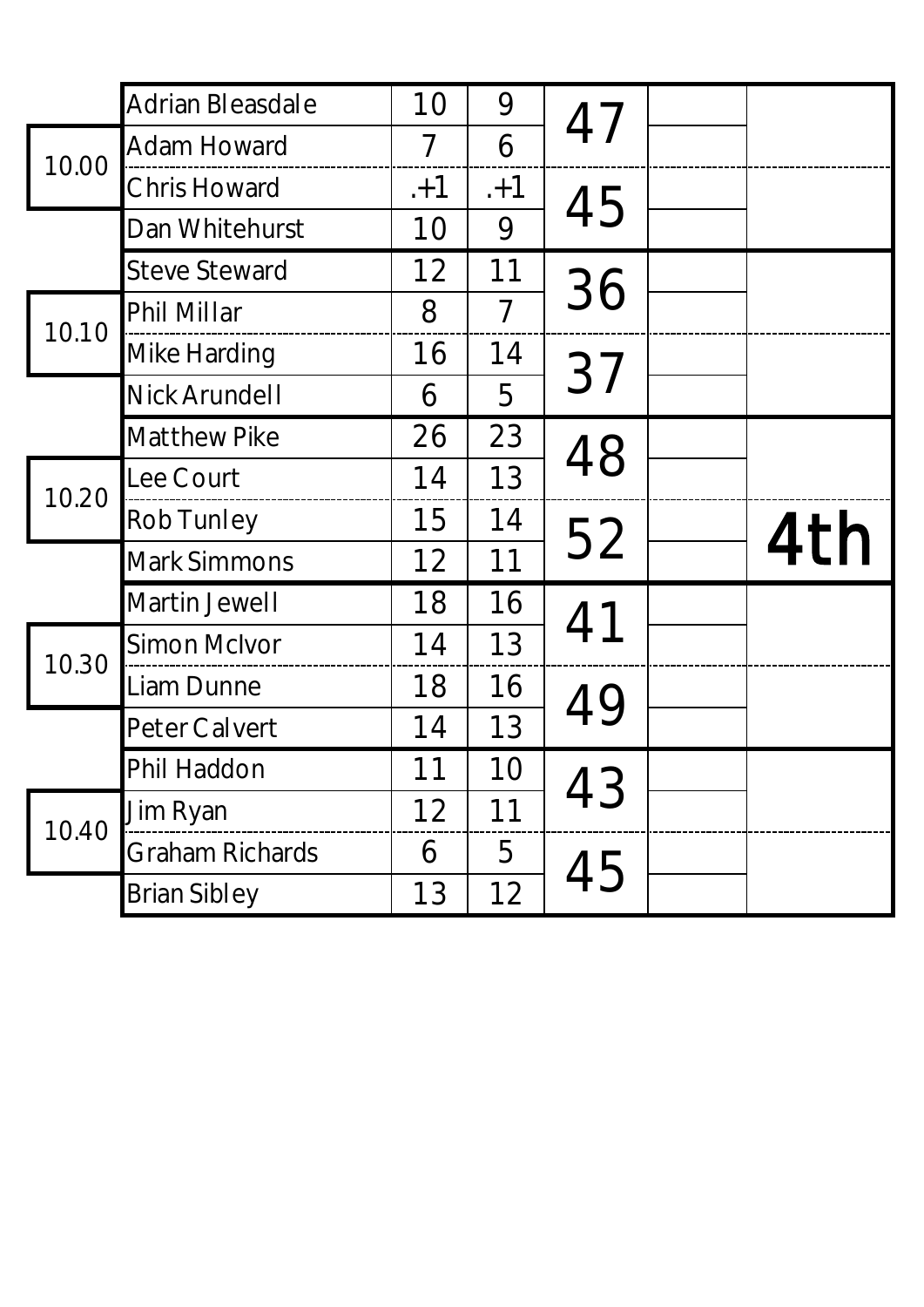| | | | | | | |
|---|---|---|---|---|---|---|
| 10.00 | Adrian Bleasdale | 10 | 9 | 47 | | |
| | Adam Howard | 7 | 6 | | | |
| | Chris Howard | .+1 | .+1 | 45 | | |
| | Dan Whitehurst | 10 | 9 | | | |
| 10.10 | Steve Steward | 12 | 11 | 36 | | |
| | Phil Millar | 8 | 7 | | | |
| | Mike Harding | 16 | 14 | 37 | | |
| | Nick Arundell | 6 | 5 | | | |
| 10.20 | Matthew Pike | 26 | 23 | 48 | | |
| | Lee Court | 14 | 13 | | | |
| | Rob Tunley | 15 | 14 | 52 | | 4th |
| | Mark Simmons | 12 | 11 | | | |
| 10.30 | Martin Jewell | 18 | 16 | 41 | | |
| | Simon McIvor | 14 | 13 | | | |
| | Liam Dunne | 18 | 16 | 49 | | |
| | Peter Calvert | 14 | 13 | | | |
| 10.40 | Phil Haddon | 11 | 10 | 43 | | |
| | Jim Ryan | 12 | 11 | | | |
| | Graham Richards | 6 | 5 | 45 | | |
| | Brian Sibley | 13 | 12 | | | |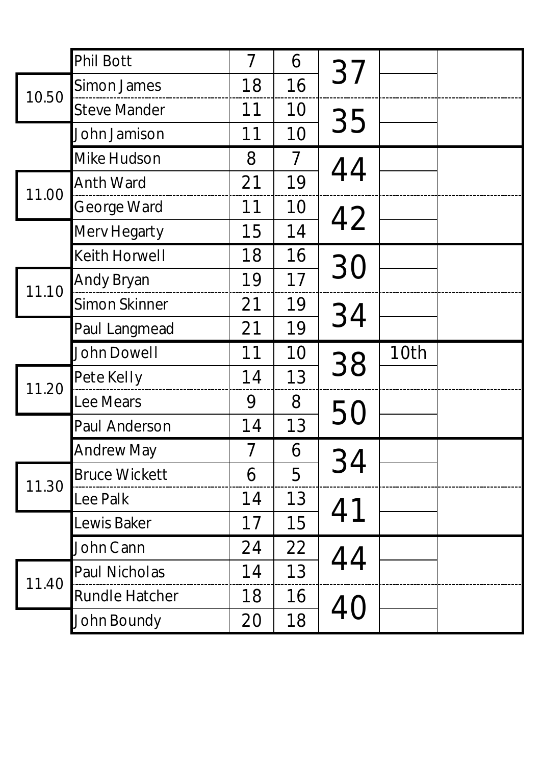| | | | | | | |
|---|---|---|---|---|---|---|
| 10.50 | Phil Bott | 7 | 6 | 37 | | |
| | Simon James | 18 | 16 | | | |
| | Steve Mander | 11 | 10 | 35 | | |
| | John Jamison | 11 | 10 | | | |
| 11.00 | Mike Hudson | 8 | 7 | 44 | | |
| | Anth Ward | 21 | 19 | | | |
| | George Ward | 11 | 10 | 42 | | |
| | Merv Hegarty | 15 | 14 | | | |
| 11.10 | Keith Horwell | 18 | 16 | 30 | | |
| | Andy Bryan | 19 | 17 | | | |
| | Simon Skinner | 21 | 19 | 34 | | |
| | Paul Langmead | 21 | 19 | | | |
| 11.20 | John Dowell | 11 | 10 | 38 | 10th | |
| | Pete Kelly | 14 | 13 | | | |
| | Lee Mears | 9 | 8 | 50 | | |
| | Paul Anderson | 14 | 13 | | | |
| 11.30 | Andrew May | 7 | 6 | 34 | | |
| | Bruce Wickett | 6 | 5 | | | |
| | Lee Palk | 14 | 13 | 41 | | |
| | Lewis Baker | 17 | 15 | | | |
| 11.40 | John Cann | 24 | 22 | 44 | | |
| | Paul Nicholas | 14 | 13 | | | |
| | Rundle Hatcher | 18 | 16 | 40 | | |
| | John Boundy | 20 | 18 | | | |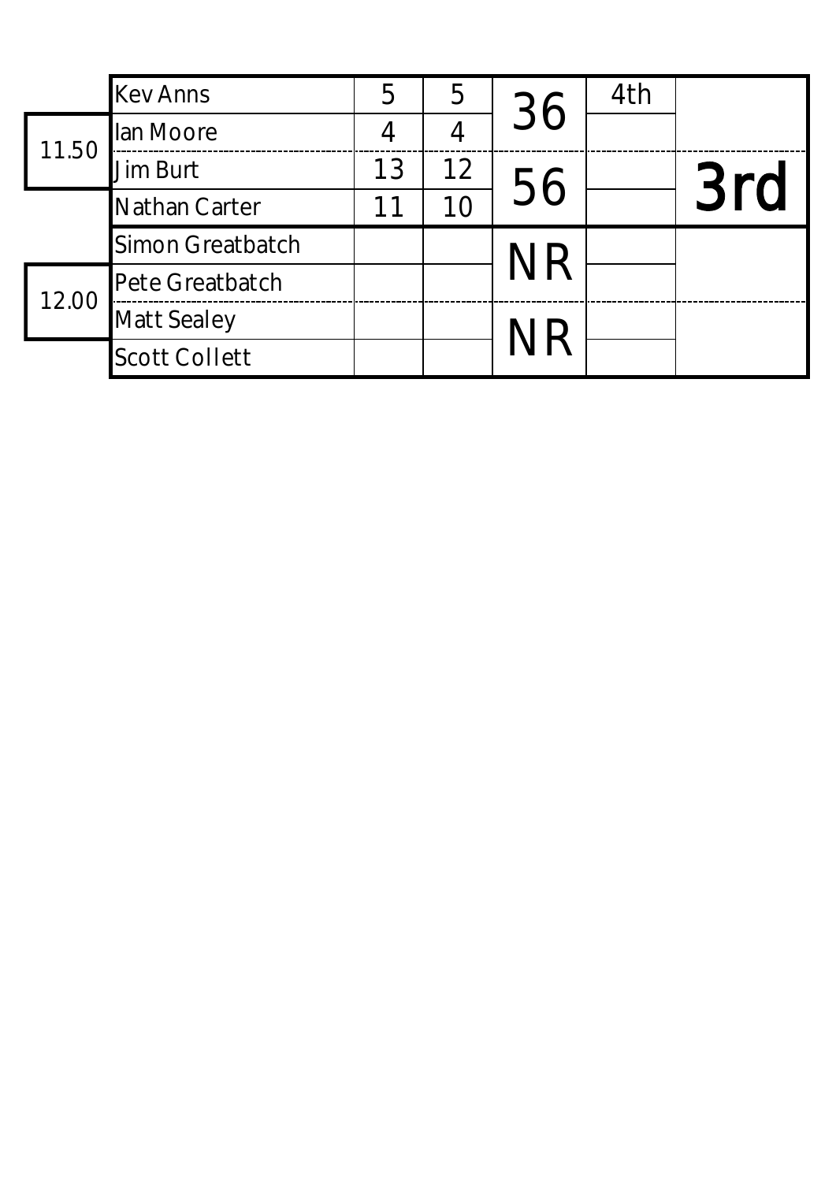| | | | | | | |
|---|---|---|---|---|---|---|
| 11.50 | Kev Anns | 5 | 5 | 36 | 4th | 3rd |
| | Ian Moore | 4 | 4 | | | |
| | Jim Burt | 13 | 12 | 56 | | |
| | Nathan Carter | 11 | 10 | | | |
| 12.00 | Simon Greatbatch | | | NR | | |
| | Pete Greatbatch | | | | | |
| | Matt Sealey | | | NR | | |
| | Scott Collett | | | | | |